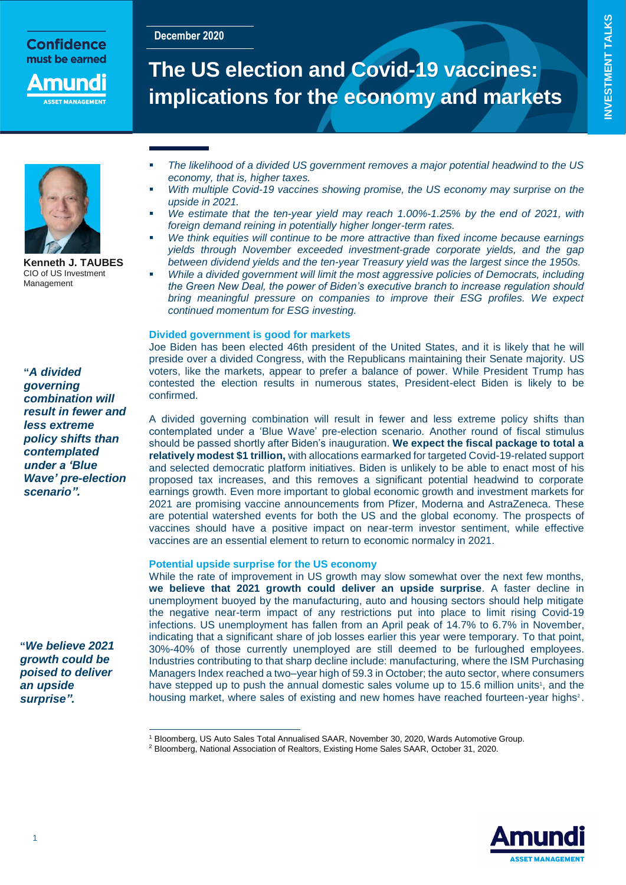December 2020

# The US election and Covid-19 vaccines: implications for the economy and markets

**Kenneth J. TAUBES**
CIO of US Investment Management

- *The likelihood of a divided US government removes a major potential headwind to the US economy, that is, higher taxes.*
- *With multiple Covid-19 vaccines showing promise, the US economy may surprise on the upside in 2021.*
- *We estimate that the ten-year yield may reach 1.00%-1.25% by the end of 2021, with foreign demand reining in potentially higher longer-term rates.*
- *We think equities will continue to be more attractive than fixed income because earnings yields through November exceeded investment-grade corporate yields, and the gap between dividend yields and the ten-year Treasury yield was the largest since the 1950s.*
- *While a divided government will limit the most aggressive policies of Democrats, including the Green New Deal, the power of Biden's executive branch to increase regulation should bring meaningful pressure on companies to improve their ESG profiles. We expect continued momentum for ESG investing.*

## Divided government is good for markets

Joe Biden has been elected 46th president of the United States, and it is likely that he will preside over a divided Congress, with the Republicans maintaining their Senate majority. US voters, like the markets, appear to prefer a balance of power. While President Trump has contested the election results in numerous states, President-elect Biden is likely to be confirmed.

*"A divided governing combination will result in fewer and less extreme policy shifts than contemplated under a 'Blue Wave' pre-election scenario".*

A divided governing combination will result in fewer and less extreme policy shifts than contemplated under a 'Blue Wave' pre-election scenario. Another round of fiscal stimulus should be passed shortly after Biden's inauguration. **We expect the fiscal package to total a relatively modest $1 trillion,** with allocations earmarked for targeted Covid-19-related support and selected democratic platform initiatives. Biden is unlikely to be able to enact most of his proposed tax increases, and this removes a significant potential headwind to corporate earnings growth. Even more important to global economic growth and investment markets for 2021 are promising vaccine announcements from Pfizer, Moderna and AstraZeneca. These are potential watershed events for both the US and the global economy. The prospects of vaccines should have a positive impact on near-term investor sentiment, while effective vaccines are an essential element to return to economic normalcy in 2021.

## Potential upside surprise for the US economy

*"We believe 2021 growth could be poised to deliver an upside surprise".*

While the rate of improvement in US growth may slow somewhat over the next few months, **we believe that 2021 growth could deliver an upside surprise**. A faster decline in unemployment buoyed by the manufacturing, auto and housing sectors should help mitigate the negative near-term impact of any restrictions put into place to limit rising Covid-19 infections. US unemployment has fallen from an April peak of 14.7% to 6.7% in November, indicating that a significant share of job losses earlier this year were temporary. To that point, 30%-40% of those currently unemployed are still deemed to be furloughed employees. Industries contributing to that sharp decline include: manufacturing, where the ISM Purchasing Managers Index reached a two–year high of 59.3 in October; the auto sector, where consumers have stepped up to push the annual domestic sales volume up to 15.6 million units[1], and the housing market, where sales of existing and new homes have reached fourteen-year highs[2].

---

[1] Bloomberg, US Auto Sales Total Annualised SAAR, November 30, 2020, Wards Automotive Group.
[2] Bloomberg, National Association of Realtors, Existing Home Sales SAAR, October 31, 2020.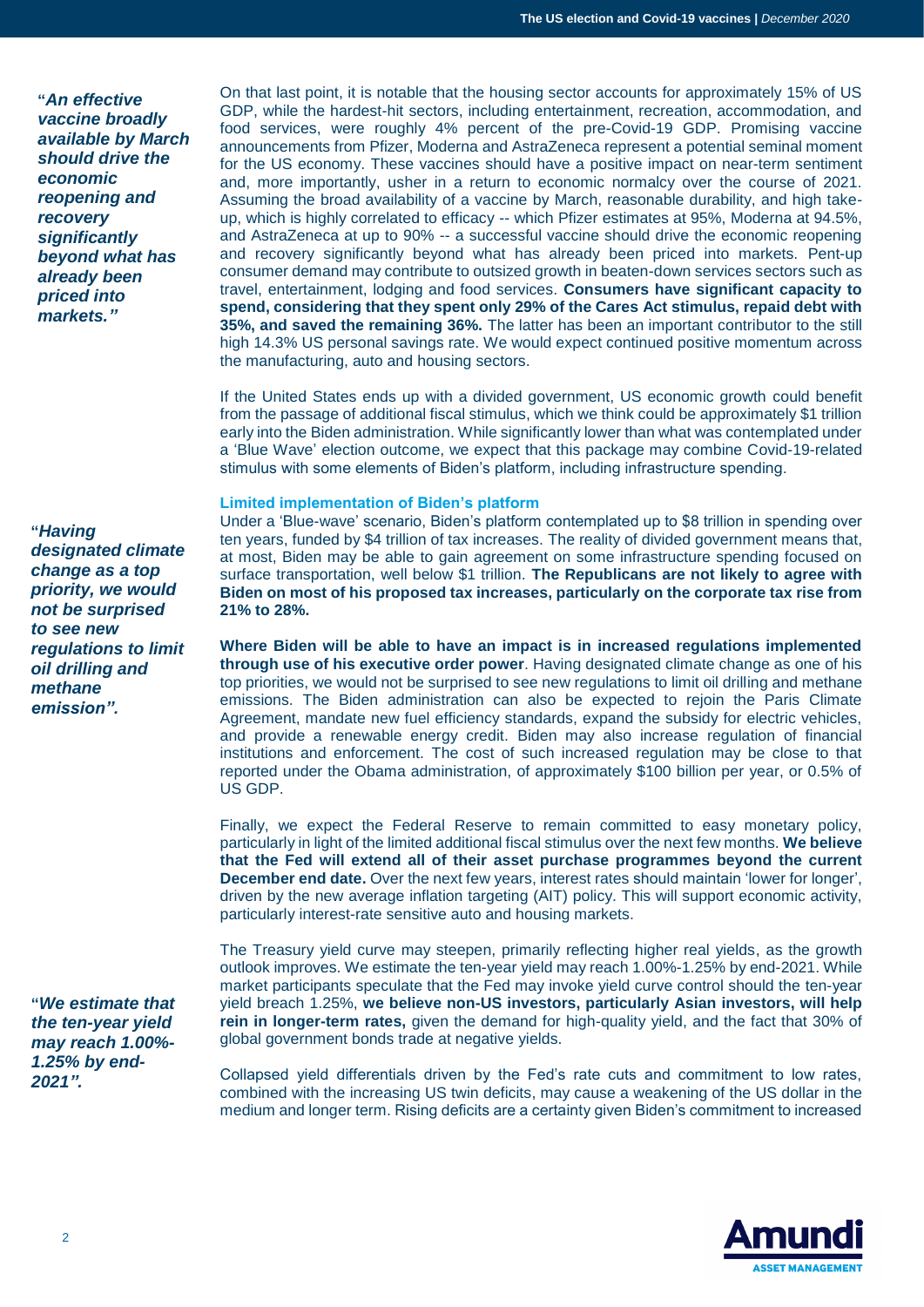*"An effective vaccine broadly available by March should drive the economic reopening and recovery significantly beyond what has already been priced into markets."*

On that last point, it is notable that the housing sector accounts for approximately 15% of US GDP, while the hardest-hit sectors, including entertainment, recreation, accommodation, and food services, were roughly 4% percent of the pre-Covid-19 GDP. Promising vaccine announcements from Pfizer, Moderna and AstraZeneca represent a potential seminal moment for the US economy. These vaccines should have a positive impact on near-term sentiment and, more importantly, usher in a return to economic normalcy over the course of 2021. Assuming the broad availability of a vaccine by March, reasonable durability, and high take-up, which is highly correlated to efficacy -- which Pfizer estimates at 95%, Moderna at 94.5%, and AstraZeneca at up to 90% -- a successful vaccine should drive the economic reopening and recovery significantly beyond what has already been priced into markets. Pent-up consumer demand may contribute to outsized growth in beaten-down services sectors such as travel, entertainment, lodging and food services. **Consumers have significant capacity to spend, considering that they spent only 29% of the Cares Act stimulus, repaid debt with 35%, and saved the remaining 36%.** The latter has been an important contributor to the still high 14.3% US personal savings rate. We would expect continued positive momentum across the manufacturing, auto and housing sectors.

If the United States ends up with a divided government, US economic growth could benefit from the passage of additional fiscal stimulus, which we think could be approximately $1 trillion early into the Biden administration. While significantly lower than what was contemplated under a 'Blue Wave' election outcome, we expect that this package may combine Covid-19-related stimulus with some elements of Biden's platform, including infrastructure spending.

### Limited implementation of Biden's platform

*"Having designated climate change as a top priority, we would not be surprised to see new regulations to limit oil drilling and methane emission".*

Under a 'Blue-wave' scenario, Biden's platform contemplated up to $8 trillion in spending over ten years, funded by $4 trillion of tax increases. The reality of divided government means that, at most, Biden may be able to gain agreement on some infrastructure spending focused on surface transportation, well below $1 trillion. **The Republicans are not likely to agree with Biden on most of his proposed tax increases, particularly on the corporate tax rise from 21% to 28%.**

**Where Biden will be able to have an impact is in increased regulations implemented through use of his executive order power**. Having designated climate change as one of his top priorities, we would not be surprised to see new regulations to limit oil drilling and methane emissions. The Biden administration can also be expected to rejoin the Paris Climate Agreement, mandate new fuel efficiency standards, expand the subsidy for electric vehicles, and provide a renewable energy credit. Biden may also increase regulation of financial institutions and enforcement. The cost of such increased regulation may be close to that reported under the Obama administration, of approximately $100 billion per year, or 0.5% of US GDP.

Finally, we expect the Federal Reserve to remain committed to easy monetary policy, particularly in light of the limited additional fiscal stimulus over the next few months. **We believe that the Fed will extend all of their asset purchase programmes beyond the current December end date.** Over the next few years, interest rates should maintain 'lower for longer', driven by the new average inflation targeting (AIT) policy. This will support economic activity, particularly interest-rate sensitive auto and housing markets.

*"We estimate that the ten-year yield may reach 1.00%-1.25% by end-2021".*

The Treasury yield curve may steepen, primarily reflecting higher real yields, as the growth outlook improves. We estimate the ten-year yield may reach 1.00%-1.25% by end-2021. While market participants speculate that the Fed may invoke yield curve control should the ten-year yield breach 1.25%, **we believe non-US investors, particularly Asian investors, will help rein in longer-term rates,** given the demand for high-quality yield, and the fact that 30% of global government bonds trade at negative yields.

Collapsed yield differentials driven by the Fed's rate cuts and commitment to low rates, combined with the increasing US twin deficits, may cause a weakening of the US dollar in the medium and longer term. Rising deficits are a certainty given Biden's commitment to increased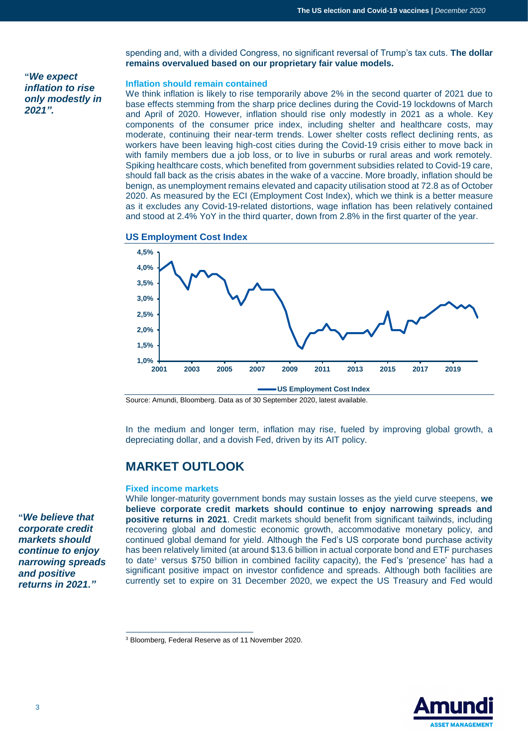spending and, with a divided Congress, no significant reversal of Trump's tax cuts. **The dollar remains overvalued based on our proprietary fair value models.**

***"We expect inflation to rise only modestly in 2021".***

### Inflation should remain contained

We think inflation is likely to rise temporarily above 2% in the second quarter of 2021 due to base effects stemming from the sharp price declines during the Covid-19 lockdowns of March and April of 2020. However, inflation should rise only modestly in 2021 as a whole. Key components of the consumer price index, including shelter and healthcare costs, may moderate, continuing their near-term trends. Lower shelter costs reflect declining rents, as workers have been leaving high-cost cities during the Covid-19 crisis either to move back in with family members due a job loss, or to live in suburbs or rural areas and work remotely. Spiking healthcare costs, which benefited from government subsidies related to Covid-19 care, should fall back as the crisis abates in the wake of a vaccine. More broadly, inflation should be benign, as unemployment remains elevated and capacity utilisation stood at 72.8 as of October 2020. As measured by the ECI (Employment Cost Index), which we think is a better measure as it excludes any Covid-19-related distortions, wage inflation has been relatively contained and stood at 2.4% YoY in the third quarter, down from 2.8% in the first quarter of the year.

**US Employment Cost Index**

Source: Amundi, Bloomberg. Data as of 30 September 2020, latest available.

In the medium and longer term, inflation may rise, fueled by improving global growth, a depreciating dollar, and a dovish Fed, driven by its AIT policy.

## MARKET OUTLOOK

### Fixed income markets

***"We believe that corporate credit markets should continue to enjoy narrowing spreads and positive returns in 2021."***

While longer-maturity government bonds may sustain losses as the yield curve steepens, **we believe corporate credit markets should continue to enjoy narrowing spreads and positive returns in 2021**. Credit markets should benefit from significant tailwinds, including recovering global and domestic economic growth, accommodative monetary policy, and continued global demand for yield. Although the Fed's US corporate bond purchase activity has been relatively limited (at around \$13.6 billion in actual corporate bond and ETF purchases to date[3] versus \$750 billion in combined facility capacity), the Fed's 'presence' has had a significant positive impact on investor confidence and spreads. Although both facilities are currently set to expire on 31 December 2020, we expect the US Treasury and Fed would

[3] Bloomberg, Federal Reserve as of 11 November 2020.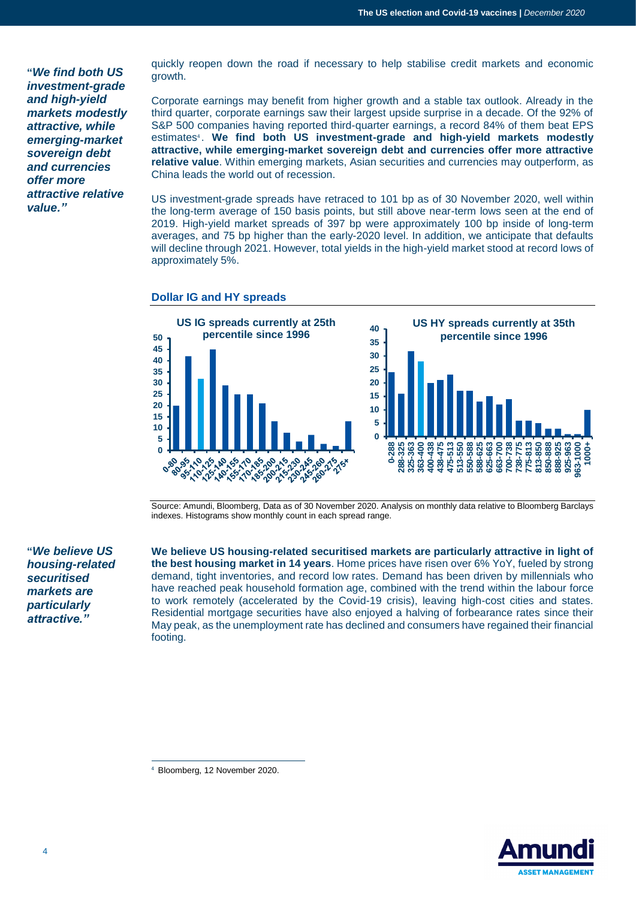*"We find both US investment-grade and high-yield markets modestly attractive, while emerging-market sovereign debt and currencies offer more attractive relative value."*

quickly reopen down the road if necessary to help stabilise credit markets and economic growth.

Corporate earnings may benefit from higher growth and a stable tax outlook. Already in the third quarter, corporate earnings saw their largest upside surprise in a decade. Of the 92% of S&P 500 companies having reported third-quarter earnings, a record 84% of them beat EPS estimates[4]. **We find both US investment-grade and high-yield markets modestly attractive, while emerging-market sovereign debt and currencies offer more attractive relative value**. Within emerging markets, Asian securities and currencies may outperform, as China leads the world out of recession.

US investment-grade spreads have retraced to 101 bp as of 30 November 2020, well within the long-term average of 150 basis points, but still above near-term lows seen at the end of 2019. High-yield market spreads of 397 bp were approximately 100 bp inside of long-term averages, and 75 bp higher than the early-2020 level. In addition, we anticipate that defaults will decline through 2021. However, total yields in the high-yield market stood at record lows of approximately 5%.

### Dollar IG and HY spreads

**US IG spreads currently at 25th percentile since 1996**

| Spread range | 0-80 | 80-95 | 95-110 | 110-125 | 125-140 | 140-155 | 155-170 | 170-185 | 185-200 | 200-215 | 215-230 | 230-245 | 245-260 | 260-275 | 275+ |
|---|---|---|---|---|---|---|---|---|---|---|---|---|---|---|---|
| Monthly count | 20 | 42 | 32 | 45 | 29 | 25 | 25 | 21 | 13 | 8 | 4 | 7 | 3 | 2 | 13 |

**US HY spreads currently at 35th percentile since 1996**

| Spread range | 0-288 | 288-325 | 325-363 | 363-400 | 400-438 | 438-475 | 475-513 | 513-550 | 550-588 | 588-625 | 625-663 | 663-700 | 700-738 | 738-775 | 775-813 | 813-850 | 850-888 | 888-925 | 925-963 | 963-1000 | 1000+ |
|---|---|---|---|---|---|---|---|---|---|---|---|---|---|---|---|---|---|---|---|---|---|
| Monthly count | 24 | 16 | 32 | 28 | 20 | 21 | 23 | 17 | 17 | 13 | 15 | 12 | 14 | 6 | 6 | 5 | 3 | 3 | 1 | 1 | 10 |

Source: Amundi, Bloomberg, Data as of 30 November 2020. Analysis on monthly data relative to Bloomberg Barclays indexes. Histograms show monthly count in each spread range.

*"We believe US housing-related securitised markets are particularly attractive."*

**We believe US housing-related securitised markets are particularly attractive in light of the best housing market in 14 years**. Home prices have risen over 6% YoY, fueled by strong demand, tight inventories, and record low rates. Demand has been driven by millennials who have reached peak household formation age, combined with the trend within the labour force to work remotely (accelerated by the Covid-19 crisis), leaving high-cost cities and states. Residential mortgage securities have also enjoyed a halving of forbearance rates since their May peak, as the unemployment rate has declined and consumers have regained their financial footing.

[4] Bloomberg, 12 November 2020.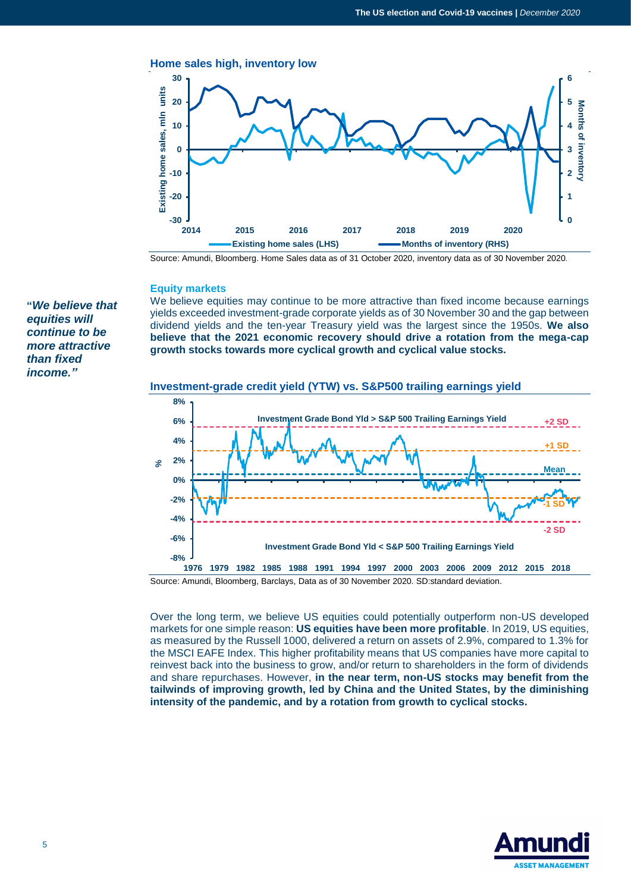### Home sales high, inventory low

Source: Amundi, Bloomberg. Home Sales data as of 31 October 2020, inventory data as of 30 November 2020.

### Equity markets

*"We believe that equities will continue to be more attractive than fixed income."*

We believe equities may continue to be more attractive than fixed income because earnings yields exceeded investment-grade corporate yields as of 30 November 30 and the gap between dividend yields and the ten-year Treasury yield was the largest since the 1950s. **We also believe that the 2021 economic recovery should drive a rotation from the mega-cap growth stocks towards more cyclical growth and cyclical value stocks.**

### Investment-grade credit yield (YTW) vs. S&P500 trailing earnings yield

Source: Amundi, Bloomberg, Barclays, Data as of 30 November 2020. SD:standard deviation.

Over the long term, we believe US equities could potentially outperform non-US developed markets for one simple reason: **US equities have been more profitable**. In 2019, US equities, as measured by the Russell 1000, delivered a return on assets of 2.9%, compared to 1.3% for the MSCI EAFE Index. This higher profitability means that US companies have more capital to reinvest back into the business to grow, and/or return to shareholders in the form of dividends and share repurchases. However, **in the near term, non-US stocks may benefit from the tailwinds of improving growth, led by China and the United States, by the diminishing intensity of the pandemic, and by a rotation from growth to cyclical stocks.**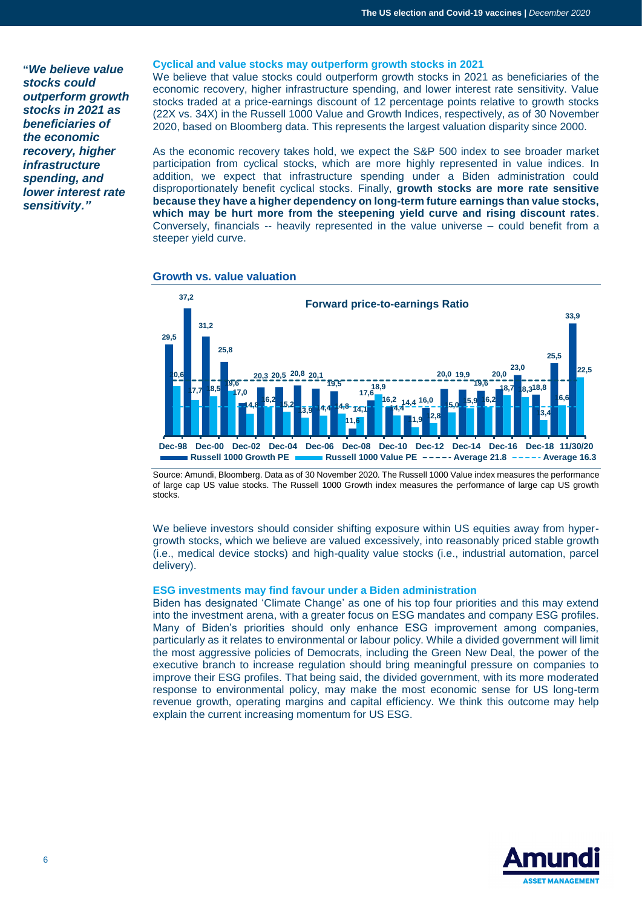*"We believe value stocks could outperform growth stocks in 2021 as beneficiaries of the economic recovery, higher infrastructure spending, and lower interest rate sensitivity."*

### Cyclical and value stocks may outperform growth stocks in 2021

We believe that value stocks could outperform growth stocks in 2021 as beneficiaries of the economic recovery, higher infrastructure spending, and lower interest rate sensitivity. Value stocks traded at a price-earnings discount of 12 percentage points relative to growth stocks (22X vs. 34X) in the Russell 1000 Value and Growth Indices, respectively, as of 30 November 2020, based on Bloomberg data. This represents the largest valuation disparity since 2000.

As the economic recovery takes hold, we expect the S&P 500 index to see broader market participation from cyclical stocks, which are more highly represented in value indices. In addition, we expect that infrastructure spending under a Biden administration could disproportionately benefit cyclical stocks. Finally, **growth stocks are more rate sensitive because they have a higher dependency on long-term future earnings than value stocks, which may be hurt more from the steepening yield curve and rising discount rates**. Conversely, financials -- heavily represented in the value universe – could benefit from a steeper yield curve.

### Growth vs. value valuation

**Forward price-to-earnings Ratio**

Legend: Russell 1000 Growth PE; Russell 1000 Value PE; Average 21.8; Average 16.3

X-axis labels: Dec-98, Dec-00, Dec-02, Dec-04, Dec-06, Dec-08, Dec-10, Dec-12, Dec-14, Dec-16, Dec-18, 11/30/20

Growth PE values: 29,5; 37,2; 31,2; 25,8; 17,0; 20,3; 20,5; 20,8; 20,1; 19,5; 14,1; 17,6; 16,2; 14,4; 16,0; 20,0; 19,9; 19,6; 20,0; 23,0; 18,8; 25,5; 33,9

Value PE values: 20,6; 17,7; 18,5; 19,6; 14,8; 16,2; 15,2; 13,9; 14,4; 14,8; 11,6; 18,9; 14,4; 11,9; 12,8; 15,0; 15,9; 16,2; 18,7; 18,3; 13,4; 16,6; 22,5

Source: Amundi, Bloomberg. Data as of 30 November 2020. The Russell 1000 Value index measures the performance of large cap US value stocks. The Russell 1000 Growth index measures the performance of large cap US growth stocks.

We believe investors should consider shifting exposure within US equities away from hyper-growth stocks, which we believe are valued excessively, into reasonably priced stable growth (i.e., medical device stocks) and high-quality value stocks (i.e., industrial automation, parcel delivery).

### ESG investments may find favour under a Biden administration

Biden has designated 'Climate Change' as one of his top four priorities and this may extend into the investment arena, with a greater focus on ESG mandates and company ESG profiles. Many of Biden's priorities should only enhance ESG improvement among companies, particularly as it relates to environmental or labour policy. While a divided government will limit the most aggressive policies of Democrats, including the Green New Deal, the power of the executive branch to increase regulation should bring meaningful pressure on companies to improve their ESG profiles. That being said, the divided government, with its more moderated response to environmental policy, may make the most economic sense for US long-term revenue growth, operating margins and capital efficiency. We think this outcome may help explain the current increasing momentum for US ESG.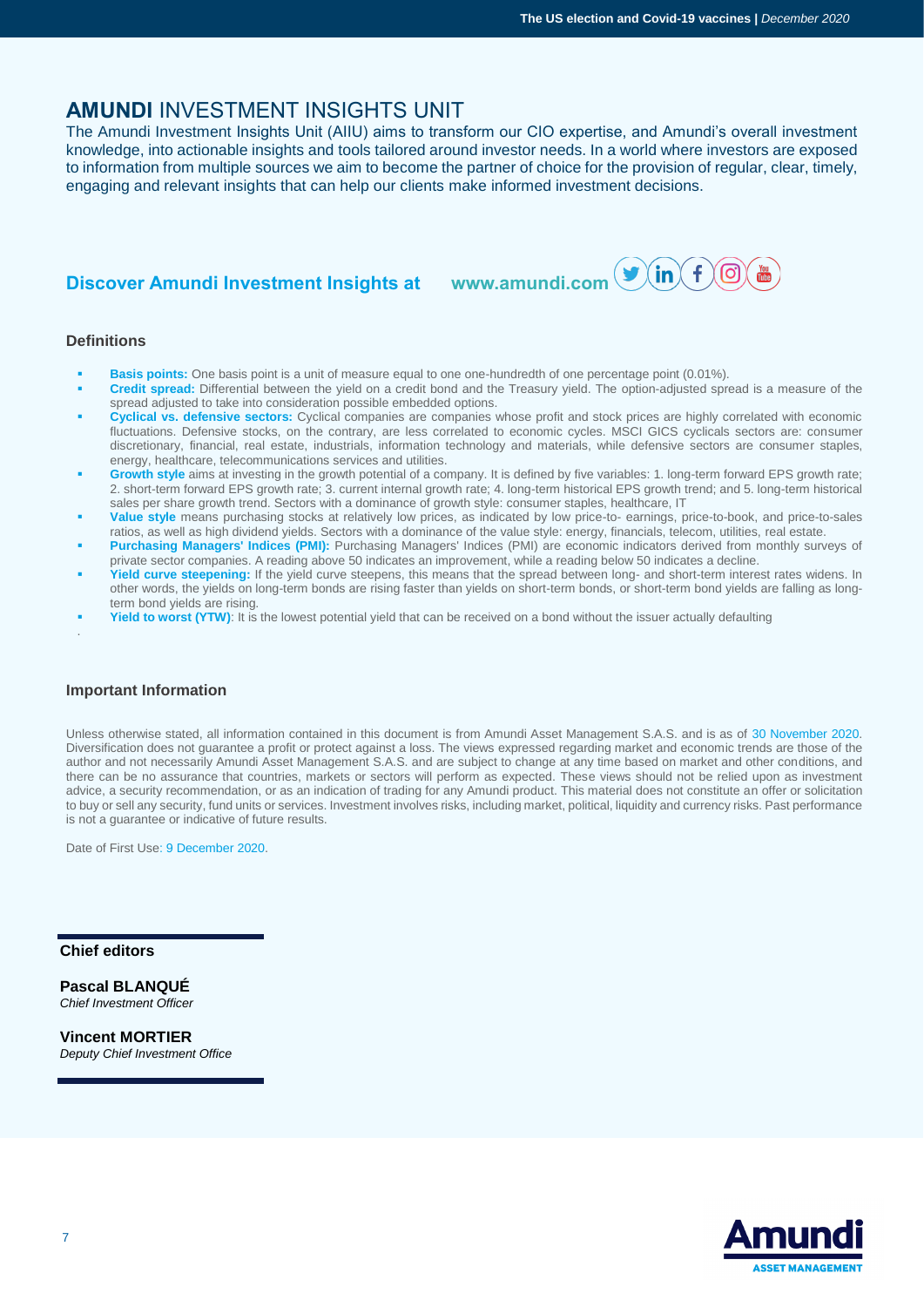# **AMUNDI** INVESTMENT INSIGHTS UNIT

The Amundi Investment Insights Unit (AIIU) aims to transform our CIO expertise, and Amundi's overall investment knowledge, into actionable insights and tools tailored around investor needs. In a world where investors are exposed to information from multiple sources we aim to become the partner of choice for the provision of regular, clear, timely, engaging and relevant insights that can help our clients make informed investment decisions.

**Discover Amundi Investment Insights at www.amundi.com**

### Definitions

- **Basis points:** One basis point is a unit of measure equal to one one-hundredth of one percentage point (0.01%).
- **Credit spread:** Differential between the yield on a credit bond and the Treasury yield. The option-adjusted spread is a measure of the spread adjusted to take into consideration possible embedded options.
- **Cyclical vs. defensive sectors:** Cyclical companies are companies whose profit and stock prices are highly correlated with economic fluctuations. Defensive stocks, on the contrary, are less correlated to economic cycles. MSCI GICS cyclicals sectors are: consumer discretionary, financial, real estate, industrials, information technology and materials, while defensive sectors are consumer staples, energy, healthcare, telecommunications services and utilities.
- **Growth style** aims at investing in the growth potential of a company. It is defined by five variables: 1. long-term forward EPS growth rate; 2. short-term forward EPS growth rate; 3. current internal growth rate; 4. long-term historical EPS growth trend; and 5. long-term historical sales per share growth trend. Sectors with a dominance of growth style: consumer staples, healthcare, IT
- **Value style** means purchasing stocks at relatively low prices, as indicated by low price-to- earnings, price-to-book, and price-to-sales ratios, as well as high dividend yields. Sectors with a dominance of the value style: energy, financials, telecom, utilities, real estate.
- **Purchasing Managers' Indices (PMI):** Purchasing Managers' Indices (PMI) are economic indicators derived from monthly surveys of private sector companies. A reading above 50 indicates an improvement, while a reading below 50 indicates a decline.
- **Yield curve steepening:** If the yield curve steepens, this means that the spread between long- and short-term interest rates widens. In other words, the yields on long-term bonds are rising faster than yields on short-term bonds, or short-term bond yields are falling as long-term bond yields are rising.
- **Yield to worst (YTW)**: It is the lowest potential yield that can be received on a bond without the issuer actually defaulting

### Important Information

Unless otherwise stated, all information contained in this document is from Amundi Asset Management S.A.S. and is as of 30 November 2020. Diversification does not guarantee a profit or protect against a loss. The views expressed regarding market and economic trends are those of the author and not necessarily Amundi Asset Management S.A.S. and are subject to change at any time based on market and other conditions, and there can be no assurance that countries, markets or sectors will perform as expected. These views should not be relied upon as investment advice, a security recommendation, or as an indication of trading for any Amundi product. This material does not constitute an offer or solicitation to buy or sell any security, fund units or services. Investment involves risks, including market, political, liquidity and currency risks. Past performance is not a guarantee or indicative of future results.

Date of First Use: 9 December 2020.

**Chief editors**

**Pascal BLANQUÉ**
*Chief Investment Officer*

**Vincent MORTIER**
*Deputy Chief Investment Office*